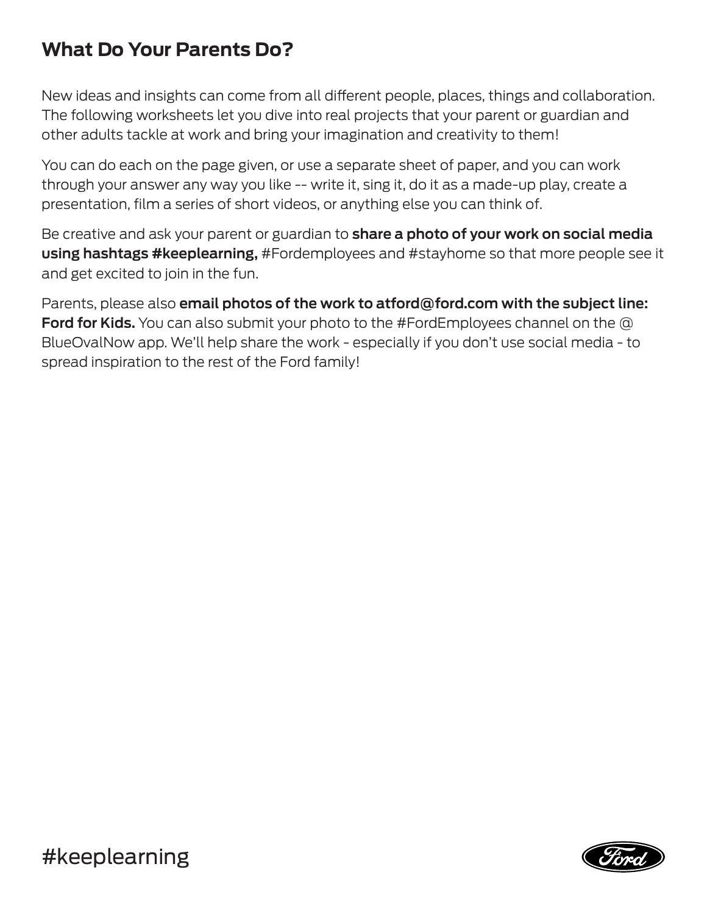# What Do Your Parents Do?

New ideas and insights can come from all different people, places, things and collaboration. The following worksheets let you dive into real projects that your parent or guardian and other adults tackle at work and bring your imagination and creativity to them!

You can do each on the page given, or use a separate sheet of paper, and you can work through your answer any way you like -- write it, sing it, do it as a made-up play, create a presentation, film a series of short videos, or anything else you can think of.

Be creative and ask your parent or guardian to **share a photo of your work on social media using hashtags #keeplearning,** #Fordemployees and #stayhome so that more people see it and get excited to join in the fun.

Parents, please also **email photos of the work to atford@ford.com with the subject line: Ford for Kids.** You can also submit your photo to the #FordEmployees channel on the @ BlueOvalNow app. We'll help share the work - especially if you don't use social media - to spread inspiration to the rest of the Ford family!

#keeplearning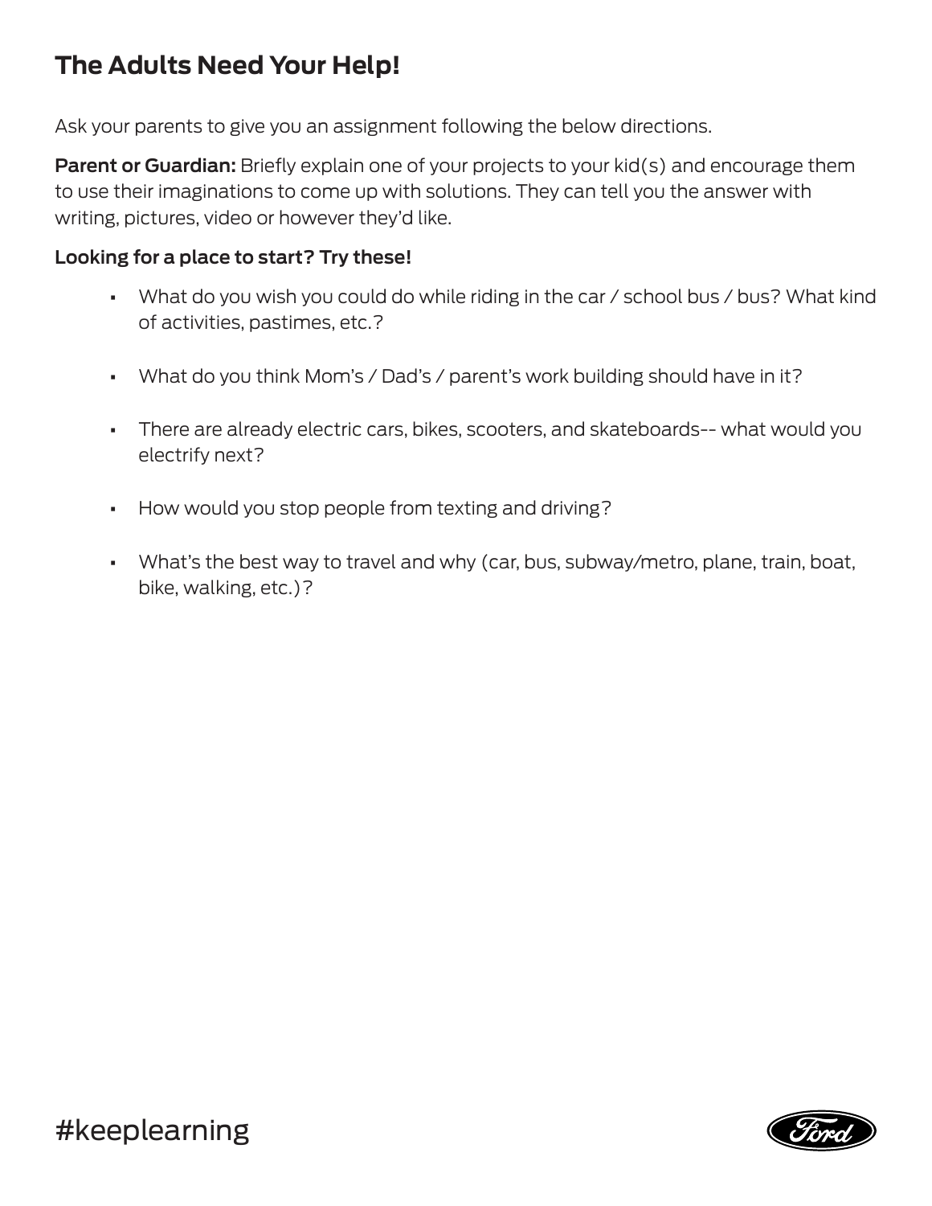## The Adults Need Your Help!

Ask your parents to give you an assignment following the below directions.

**Parent or Guardian:** Briefly explain one of your projects to your kid(s) and encourage them to use their imaginations to come up with solutions. They can tell you the answer with writing, pictures, video or however they'd like.

**Looking for a place to start? Try these!**

- What do you wish you could do while riding in the car / school bus / bus? What kind of activities, pastimes, etc.?
- What do you think Mom's / Dad's / parent's work building should have in it?
- There are already electric cars, bikes, scooters, and skateboards-- what would you electrify next?
- How would you stop people from texting and driving?
- What's the best way to travel and why (car, bus, subway/metro, plane, train, boat, bike, walking, etc.)?

#keeplearning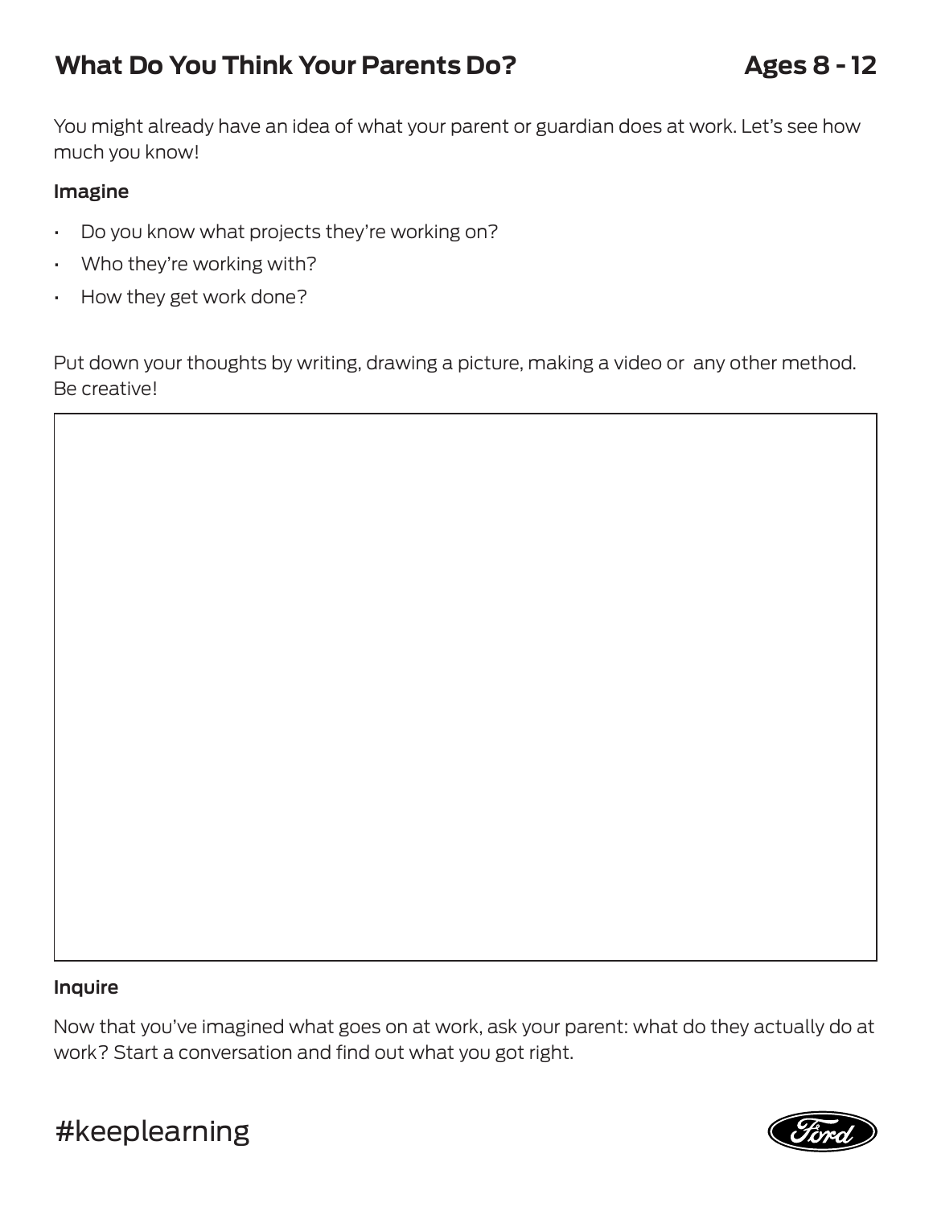## What Do You Think Your Parents Do?

**Ages 8 - 12**

You might already have an idea of what your parent or guardian does at work. Let's see how much you know!

**Imagine**

- Do you know what projects they're working on?
- Who they're working with?
- How they get work done?

Put down your thoughts by writing, drawing a picture, making a video or any other method. Be creative!

**Inquire**

Now that you've imagined what goes on at work, ask your parent: what do they actually do at work? Start a conversation and find out what you got right.

#keeplearning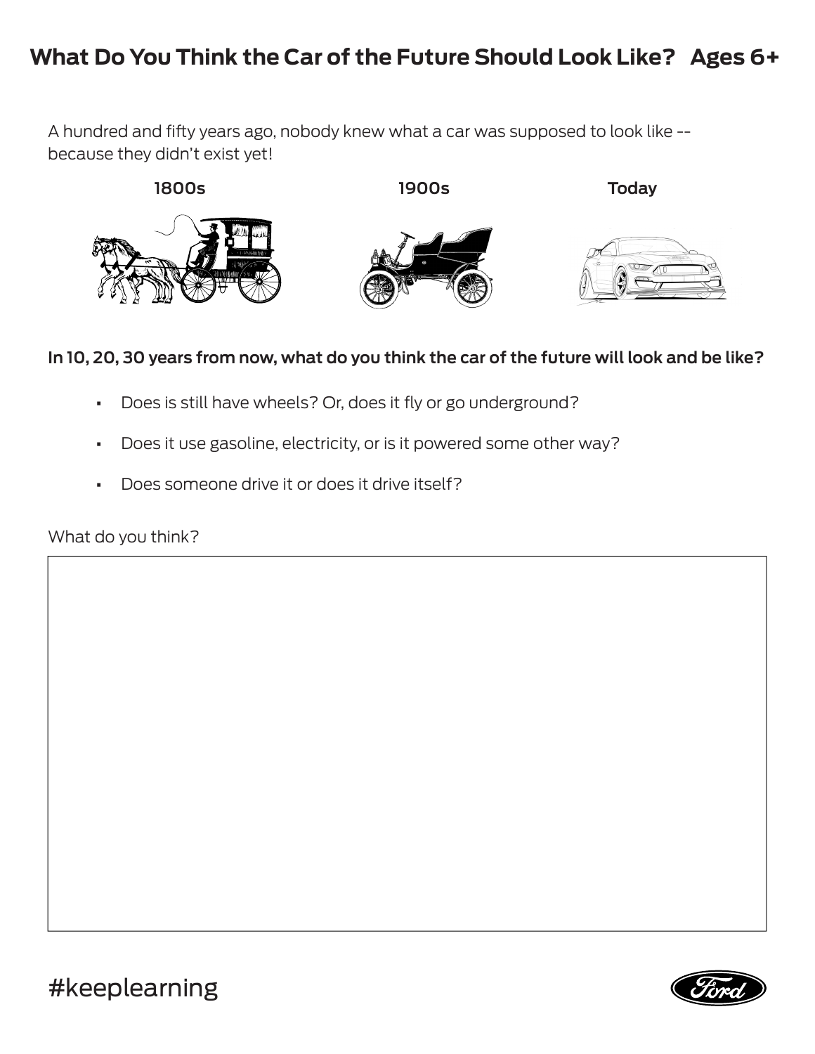# What Do You Think the Car of the Future Should Look Like? Ages 6+

A hundred and fifty years ago, nobody knew what a car was supposed to look like -- because they didn't exist yet!

1800s

1900s

Today

**In 10, 20, 30 years from now, what do you think the car of the future will look and be like?**

- Does is still have wheels? Or, does it fly or go underground?
- Does it use gasoline, electricity, or is it powered some other way?
- Does someone drive it or does it drive itself?

What do you think?

#keeplearning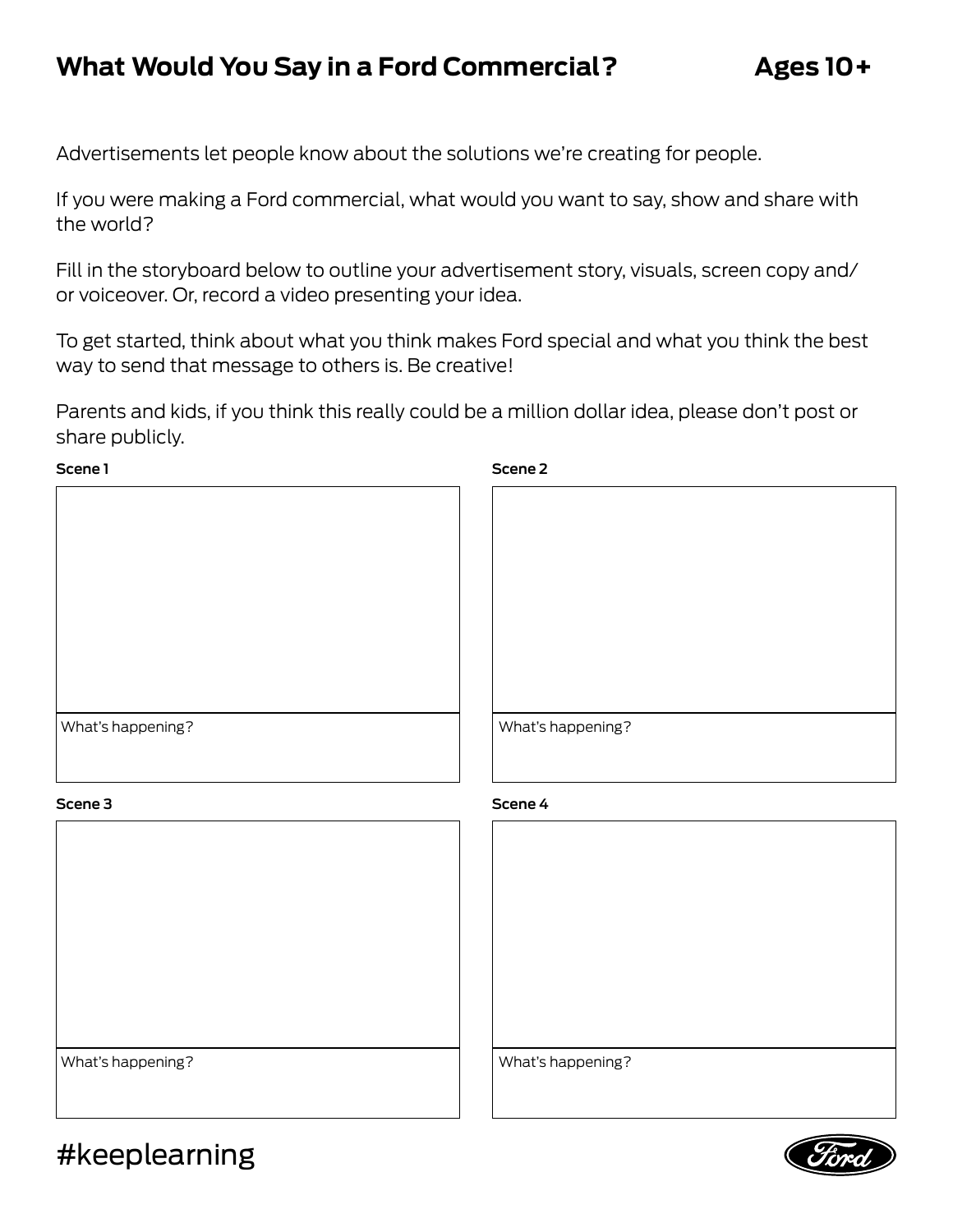# What Would You Say in a Ford Commercial? Ages 10+

Advertisements let people know about the solutions we're creating for people.

If you were making a Ford commercial, what would you want to say, show and share with the world?

Fill in the storyboard below to outline your advertisement story, visuals, screen copy and/or voiceover. Or, record a video presenting your idea.

To get started, think about what you think makes Ford special and what you think the best way to send that message to others is. Be creative!

Parents and kids, if you think this really could be a million dollar idea, please don't post or share publicly.

**Scene 1**

What's happening?

**Scene 2**

What's happening?

**Scene 3**

What's happening?

**Scene 4**

What's happening?

#keeplearning

Ford